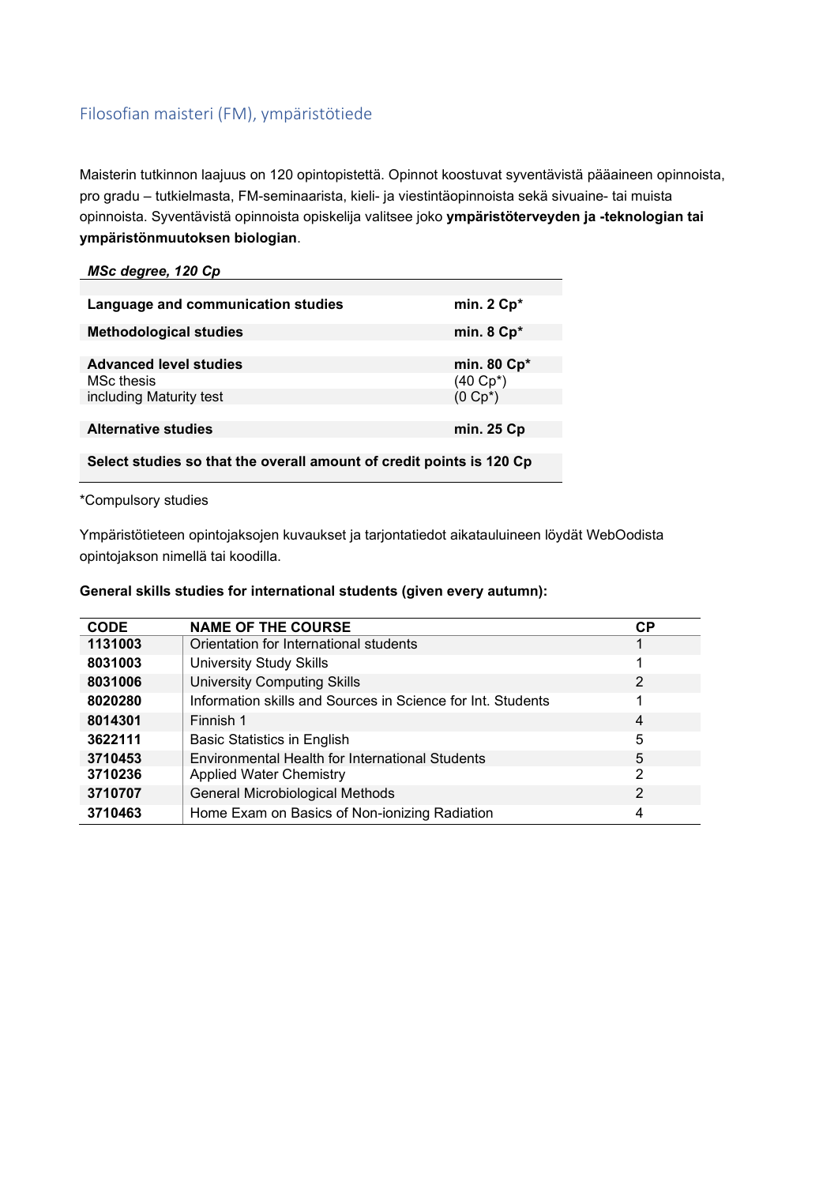## Filosofian maisteri (FM), ympäristötiede

Maisterin tutkinnon laajuus on 120 opintopistettä. Opinnot koostuvat syventävistä pääaineen opinnoista, pro gradu – tutkielmasta, FM-seminaarista, kieli- ja viestintäopinnoista sekä sivuaine- tai muista opinnoista. Syventävistä opinnoista opiskelija valitsee joko **ympäristöterveyden ja -teknologian tai ympäristönmuutoksen biologian**.

| ***MSc degree, 120 Cp*** | |
|---|---|
| **Language and communication studies** | **min. 2 Cp*** |
| **Methodological studies** | **min. 8 Cp*** |
| **Advanced level studies** | **min. 80 Cp*** |
| MSc thesis | (40 Cp*) |
| including Maturity test | (0 Cp*) |
| **Alternative studies** | **min. 25 Cp** |
| **Select studies so that the overall amount of credit points is 120 Cp** | |

*Compulsory studies

Ympäristötieteen opintojaksojen kuvaukset ja tarjontatiedot aikatauluineen löydät WebOodista opintojakson nimellä tai koodilla.

**General skills studies for international students (given every autumn):**

| CODE | NAME OF THE COURSE | CP |
|---|---|---|
| **1131003** | Orientation for International students | 1 |
| **8031003** | University Study Skills | 1 |
| **8031006** | University Computing Skills | 2 |
| **8020280** | Information skills and Sources in Science for Int. Students | 1 |
| **8014301** | Finnish 1 | 4 |
| **3622111** | Basic Statistics in English | 5 |
| **3710453** | Environmental Health for International Students | 5 |
| **3710236** | Applied Water Chemistry | 2 |
| **3710707** | General Microbiological Methods | 2 |
| **3710463** | Home Exam on Basics of Non-ionizing Radiation | 4 |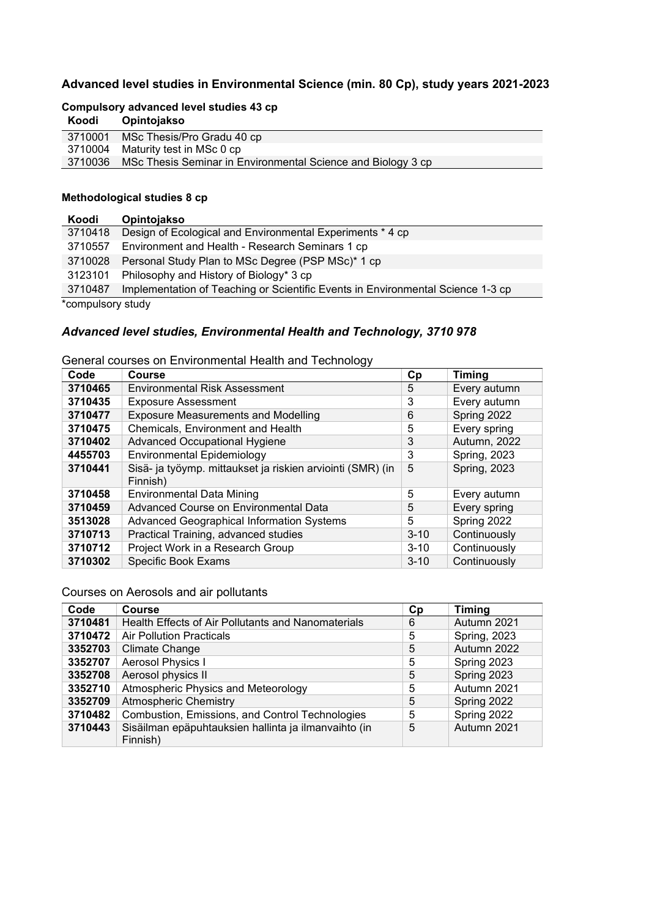## Advanced level studies in Environmental Science (min. 80 Cp), study years 2021-2023

### Compulsory advanced level studies 43 cp

| Koodi | Opintojakso |
|---|---|
| 3710001 | MSc Thesis/Pro Gradu 40 cp |
| 3710004 | Maturity test in MSc 0 cp |
| 3710036 | MSc Thesis Seminar in Environmental Science and Biology 3 cp |

### Methodological studies 8 cp

| Koodi | Opintojakso |
|---|---|
| 3710418 | Design of Ecological and Environmental Experiments * 4 cp |
| 3710557 | Environment and Health - Research Seminars 1 cp |
| 3710028 | Personal Study Plan to MSc Degree (PSP MSc)* 1 cp |
| 3123101 | Philosophy and History of Biology* 3 cp |
| 3710487 | Implementation of Teaching or Scientific Events in Environmental Science 1-3 cp |

*compulsory study

## *Advanced level studies, Environmental Health and Technology, 3710 978*

General courses on Environmental Health and Technology

| Code | Course | Cp | Timing |
|---|---|---|---|
| **3710465** | Environmental Risk Assessment | 5 | Every autumn |
| **3710435** | Exposure Assessment | 3 | Every autumn |
| **3710477** | Exposure Measurements and Modelling | 6 | Spring 2022 |
| **3710475** | Chemicals, Environment and Health | 5 | Every spring |
| **3710402** | Advanced Occupational Hygiene | 3 | Autumn, 2022 |
| **4455703** | Environmental Epidemiology | 3 | Spring, 2023 |
| **3710441** | Sisä- ja työymp. mittaukset ja riskien arviointi (SMR) (in Finnish) | 5 | Spring, 2023 |
| **3710458** | Environmental Data Mining | 5 | Every autumn |
| **3710459** | Advanced Course on Environmental Data | 5 | Every spring |
| **3513028** | Advanced Geographical Information Systems | 5 | Spring 2022 |
| **3710713** | Practical Training, advanced studies | 3-10 | Continuously |
| **3710712** | Project Work in a Research Group | 3-10 | Continuously |
| **3710302** | Specific Book Exams | 3-10 | Continuously |

Courses on Aerosols and air pollutants

| Code | Course | Cp | Timing |
|---|---|---|---|
| **3710481** | Health Effects of Air Pollutants and Nanomaterials | 6 | Autumn 2021 |
| **3710472** | Air Pollution Practicals | 5 | Spring, 2023 |
| **3352703** | Climate Change | 5 | Autumn 2022 |
| **3352707** | Aerosol Physics I | 5 | Spring 2023 |
| **3352708** | Aerosol physics II | 5 | Spring 2023 |
| **3352710** | Atmospheric Physics and Meteorology | 5 | Autumn 2021 |
| **3352709** | Atmospheric Chemistry | 5 | Spring 2022 |
| **3710482** | Combustion, Emissions, and Control Technologies | 5 | Spring 2022 |
| **3710443** | Sisäilman epäpuhtauksien hallinta ja ilmanvaihto (in Finnish) | 5 | Autumn 2021 |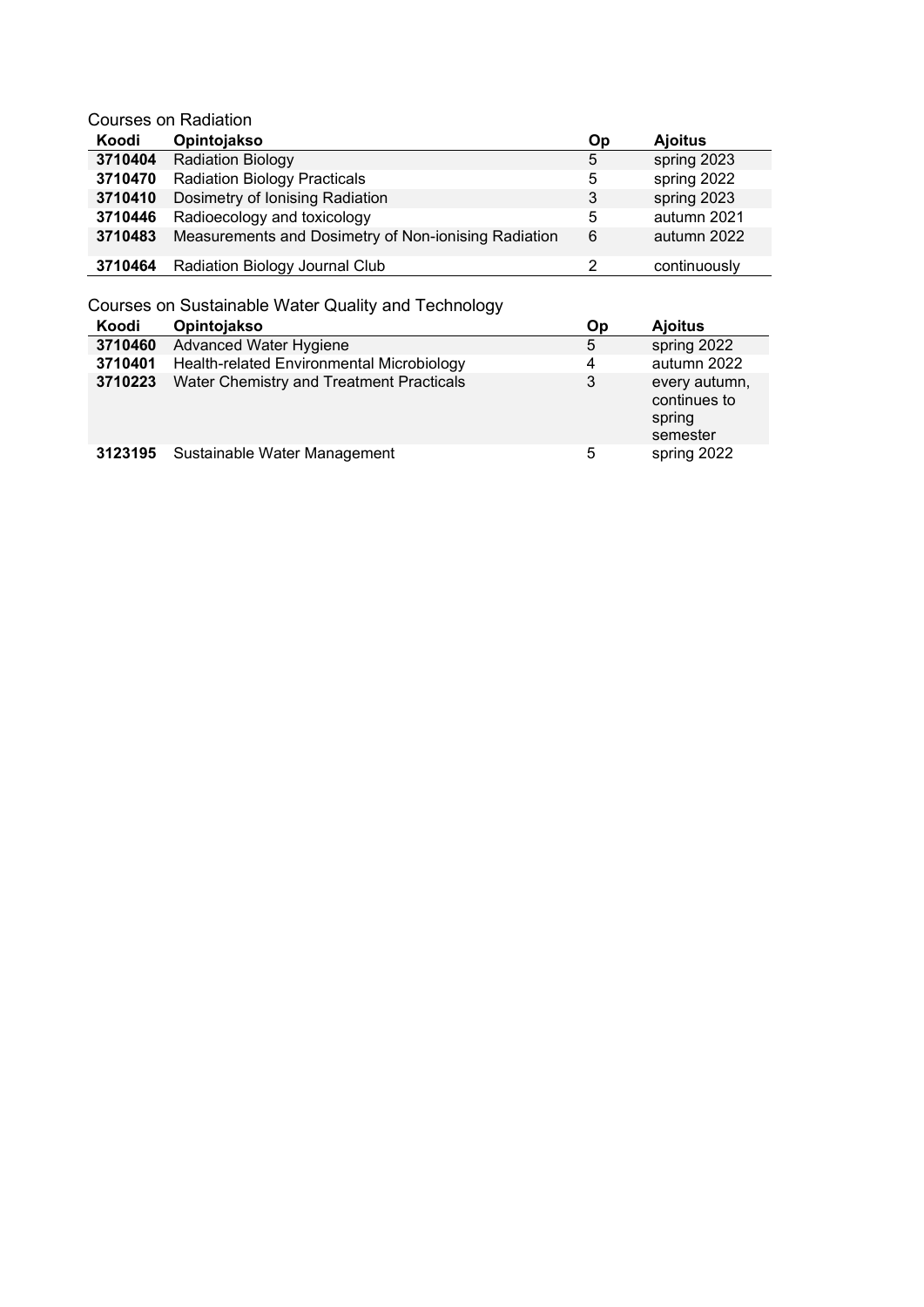Courses on Radiation

| Koodi | Opintojakso | Op | Ajoitus |
| --- | --- | --- | --- |
| **3710404** | Radiation Biology | 5 | spring 2023 |
| **3710470** | Radiation Biology Practicals | 5 | spring 2022 |
| **3710410** | Dosimetry of Ionising Radiation | 3 | spring 2023 |
| **3710446** | Radioecology and toxicology | 5 | autumn 2021 |
| **3710483** | Measurements and Dosimetry of Non-ionising Radiation | 6 | autumn 2022 |
| **3710464** | Radiation Biology Journal Club | 2 | continuously |

Courses on Sustainable Water Quality and Technology

| Koodi | Opintojakso | Op | Ajoitus |
| --- | --- | --- | --- |
| **3710460** | Advanced Water Hygiene | 5 | spring 2022 |
| **3710401** | Health-related Environmental Microbiology | 4 | autumn 2022 |
| **3710223** | Water Chemistry and Treatment Practicals | 3 | every autumn, continues to spring semester |
| **3123195** | Sustainable Water Management | 5 | spring 2022 |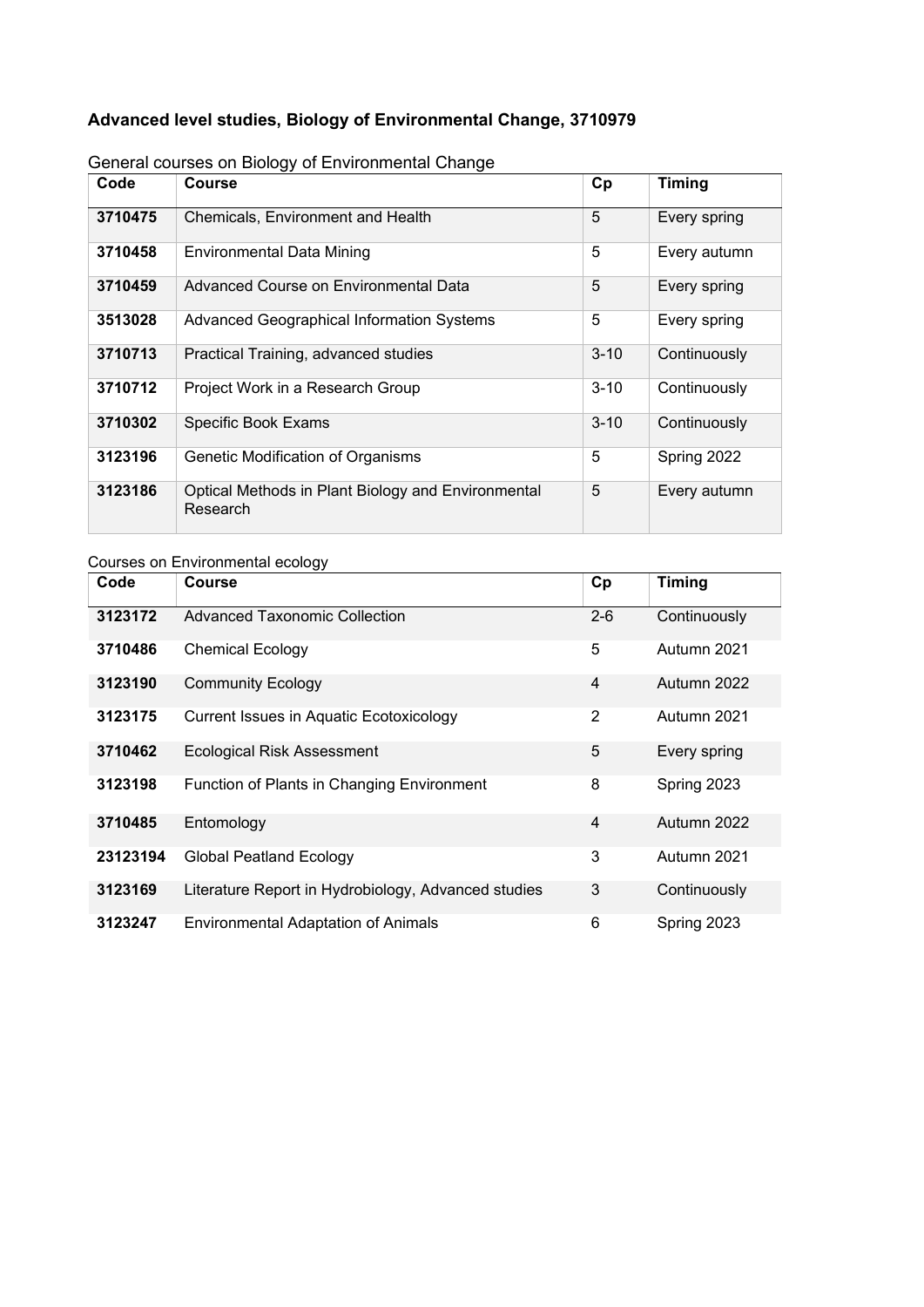**Advanced level studies, Biology of Environmental Change, 3710979**

General courses on Biology of Environmental Change

| Code | Course | Cp | Timing |
|---|---|---|---|
| **3710475** | Chemicals, Environment and Health | 5 | Every spring |
| **3710458** | Environmental Data Mining | 5 | Every autumn |
| **3710459** | Advanced Course on Environmental Data | 5 | Every spring |
| **3513028** | Advanced Geographical Information Systems | 5 | Every spring |
| **3710713** | Practical Training, advanced studies | 3-10 | Continuously |
| **3710712** | Project Work in a Research Group | 3-10 | Continuously |
| **3710302** | Specific Book Exams | 3-10 | Continuously |
| **3123196** | Genetic Modification of Organisms | 5 | Spring 2022 |
| **3123186** | Optical Methods in Plant Biology and Environmental Research | 5 | Every autumn |

Courses on Environmental ecology

| Code | Course | Cp | Timing |
|---|---|---|---|
| **3123172** | Advanced Taxonomic Collection | 2-6 | Continuously |
| **3710486** | Chemical Ecology | 5 | Autumn 2021 |
| **3123190** | Community Ecology | 4 | Autumn 2022 |
| **3123175** | Current Issues in Aquatic Ecotoxicology | 2 | Autumn 2021 |
| **3710462** | Ecological Risk Assessment | 5 | Every spring |
| **3123198** | Function of Plants in Changing Environment | 8 | Spring 2023 |
| **3710485** | Entomology | 4 | Autumn 2022 |
| **23123194** | Global Peatland Ecology | 3 | Autumn 2021 |
| **3123169** | Literature Report in Hydrobiology, Advanced studies | 3 | Continuously |
| **3123247** | Environmental Adaptation of Animals | 6 | Spring 2023 |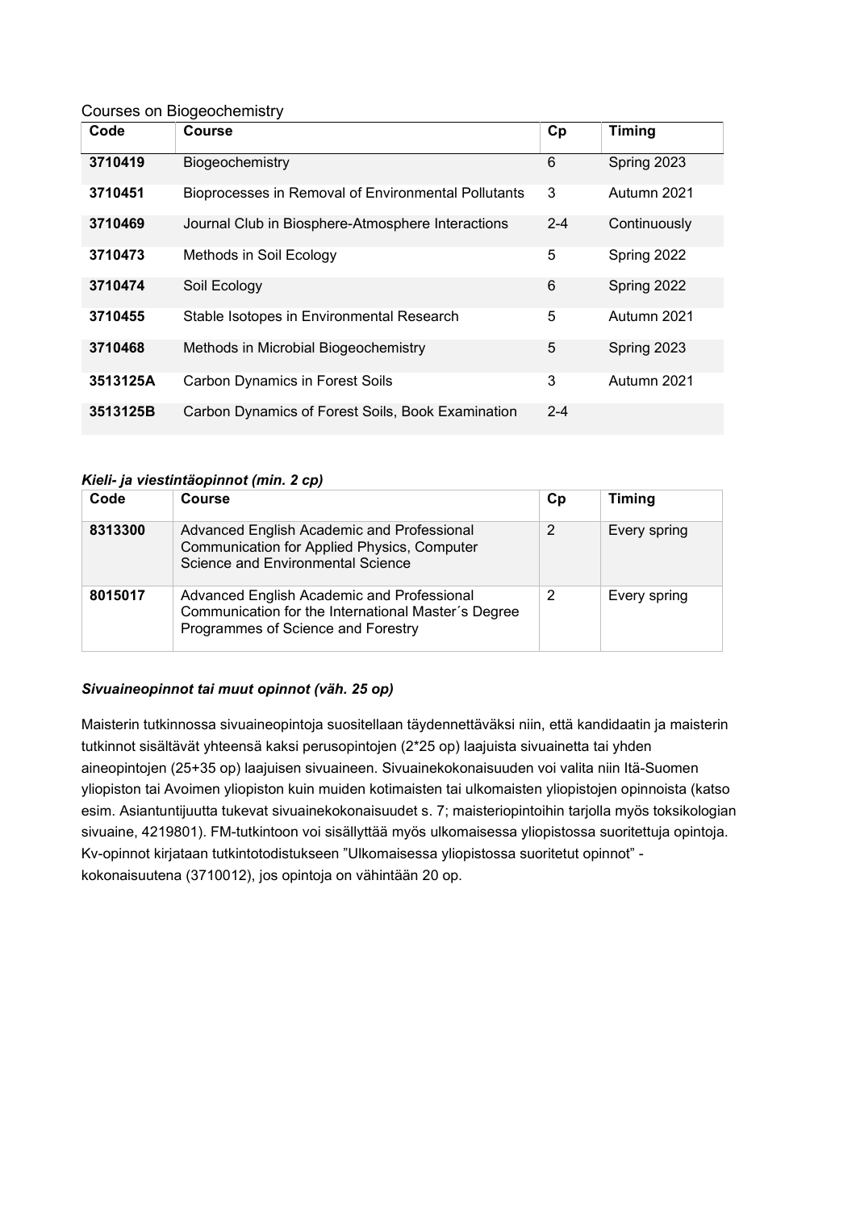Courses on Biogeochemistry

| Code | Course | Cp | Timing |
|---|---|---|---|
| **3710419** | Biogeochemistry | 6 | Spring 2023 |
| **3710451** | Bioprocesses in Removal of Environmental Pollutants | 3 | Autumn 2021 |
| **3710469** | Journal Club in Biosphere-Atmosphere Interactions | 2-4 | Continuously |
| **3710473** | Methods in Soil Ecology | 5 | Spring 2022 |
| **3710474** | Soil Ecology | 6 | Spring 2022 |
| **3710455** | Stable Isotopes in Environmental Research | 5 | Autumn 2021 |
| **3710468** | Methods in Microbial Biogeochemistry | 5 | Spring 2023 |
| **3513125A** | Carbon Dynamics in Forest Soils | 3 | Autumn 2021 |
| **3513125B** | Carbon Dynamics of Forest Soils, Book Examination | 2-4 | |

***Kieli- ja viestintäopinnot (min. 2 cp)***

| Code | Course | Cp | Timing |
|---|---|---|---|
| **8313300** | Advanced English Academic and Professional Communication for Applied Physics, Computer Science and Environmental Science | 2 | Every spring |
| **8015017** | Advanced English Academic and Professional Communication for the International Master´s Degree Programmes of Science and Forestry | 2 | Every spring |

***Sivuaineopinnot tai muut opinnot (väh. 25 op)***

Maisterin tutkinnossa sivuaineopintoja suositellaan täydennettäväksi niin, että kandidaatin ja maisterin tutkinnot sisältävät yhteensä kaksi perusopintojen (2*25 op) laajuista sivuainetta tai yhden aineopintojen (25+35 op) laajuisen sivuaineen. Sivuainekokonaisuuden voi valita niin Itä-Suomen yliopiston tai Avoimen yliopiston kuin muiden kotimaisten tai ulkomaisten yliopistojen opinnoista (katso esim. Asiantuntijuutta tukevat sivuainekokonaisuudet s. 7; maisteriopintoihin tarjolla myös toksikologian sivuaine, 4219801). FM-tutkintoon voi sisällyttää myös ulkomaisessa yliopistossa suoritettuja opintoja. Kv-opinnot kirjataan tutkintotodistukseen "Ulkomaisessa yliopistossa suoritetut opinnot" -kokonaisuutena (3710012), jos opintoja on vähintään 20 op.